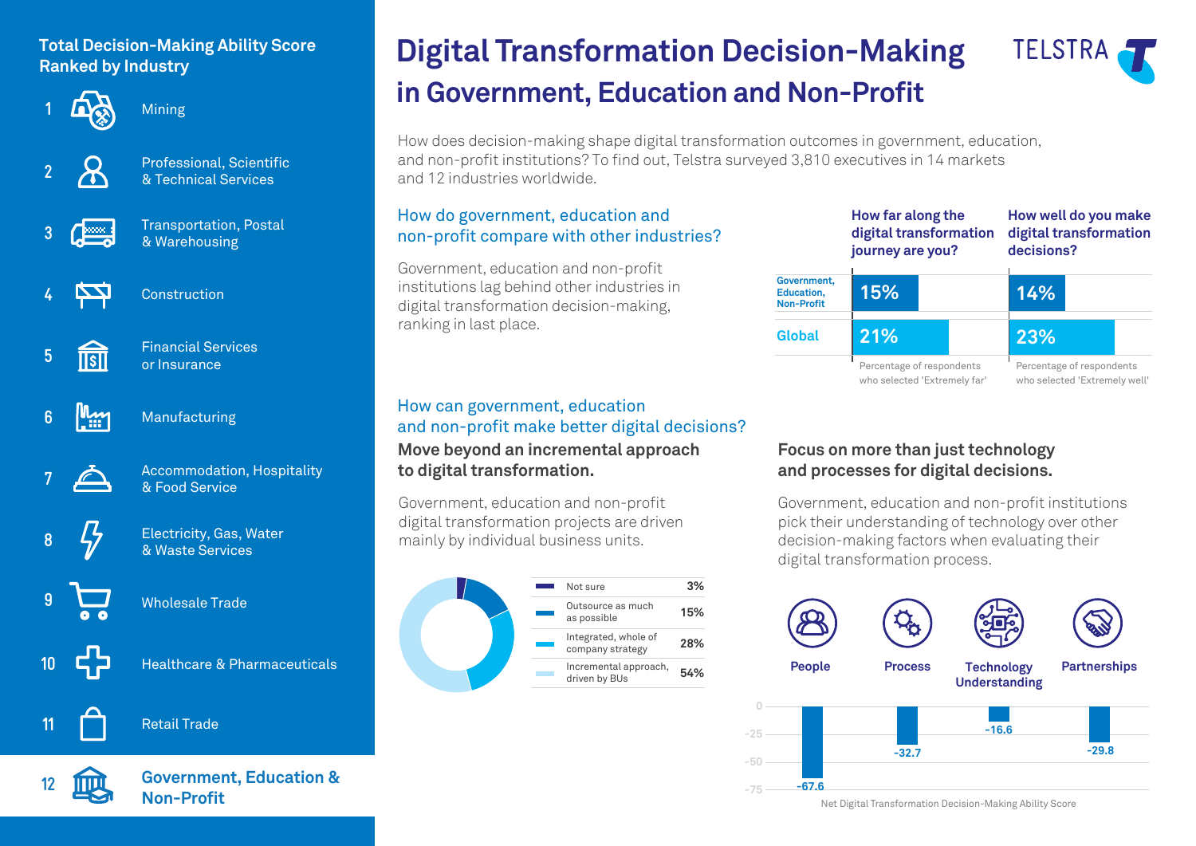# Digital Transformation Decision-Making in Government, Education and Non-Profit

TELSTRA

How does decision-making shape digital transformation outcomes in government, education, and non-profit institutions? To find out, Telstra surveyed 3,810 executives in 14 markets and 12 industries worldwide.

## Total Decision-Making Ability Score Ranked by Industry

1. Mining
2. Professional, Scientific & Technical Services
3. Transportation, Postal & Warehousing
4. Construction
5. Financial Services or Insurance
6. Manufacturing
7. Accommodation, Hospitality & Food Service
8. Electricity, Gas, Water & Waste Services
9. Wholesale Trade
10. Healthcare & Pharmaceuticals
11. Retail Trade
12. **Government, Education & Non-Profit**

## How do government, education and non-profit compare with other industries?

Government, education and non-profit institutions lag behind other industries in digital transformation decision-making, ranking in last place.

| | How far along the digital transformation journey are you? | How well do you make digital transformation decisions? |
|---|---|---|
| Government, Education, Non-Profit | 15% | 14% |
| Global | 21% | 23% |
| | Percentage of respondents who selected 'Extremely far' | Percentage of respondents who selected 'Extremely well' |

## How can government, education and non-profit make better digital decisions?

### Move beyond an incremental approach to digital transformation.

Government, education and non-profit digital transformation projects are driven mainly by individual business units.

| Approach | % |
|---|---|
| Not sure | 3% |
| Outsource as much as possible | 15% |
| Integrated, whole of company strategy | 28% |
| Incremental approach, driven by BUs | 54% |

### Focus on more than just technology and processes for digital decisions.

Government, education and non-profit institutions pick their understanding of technology over other decision-making factors when evaluating their digital transformation process.

| People | Process | Technology Understanding | Partnerships |
|---|---|---|---|
| -67.6 | -32.7 | -16.6 | -29.8 |

Net Digital Transformation Decision-Making Ability Score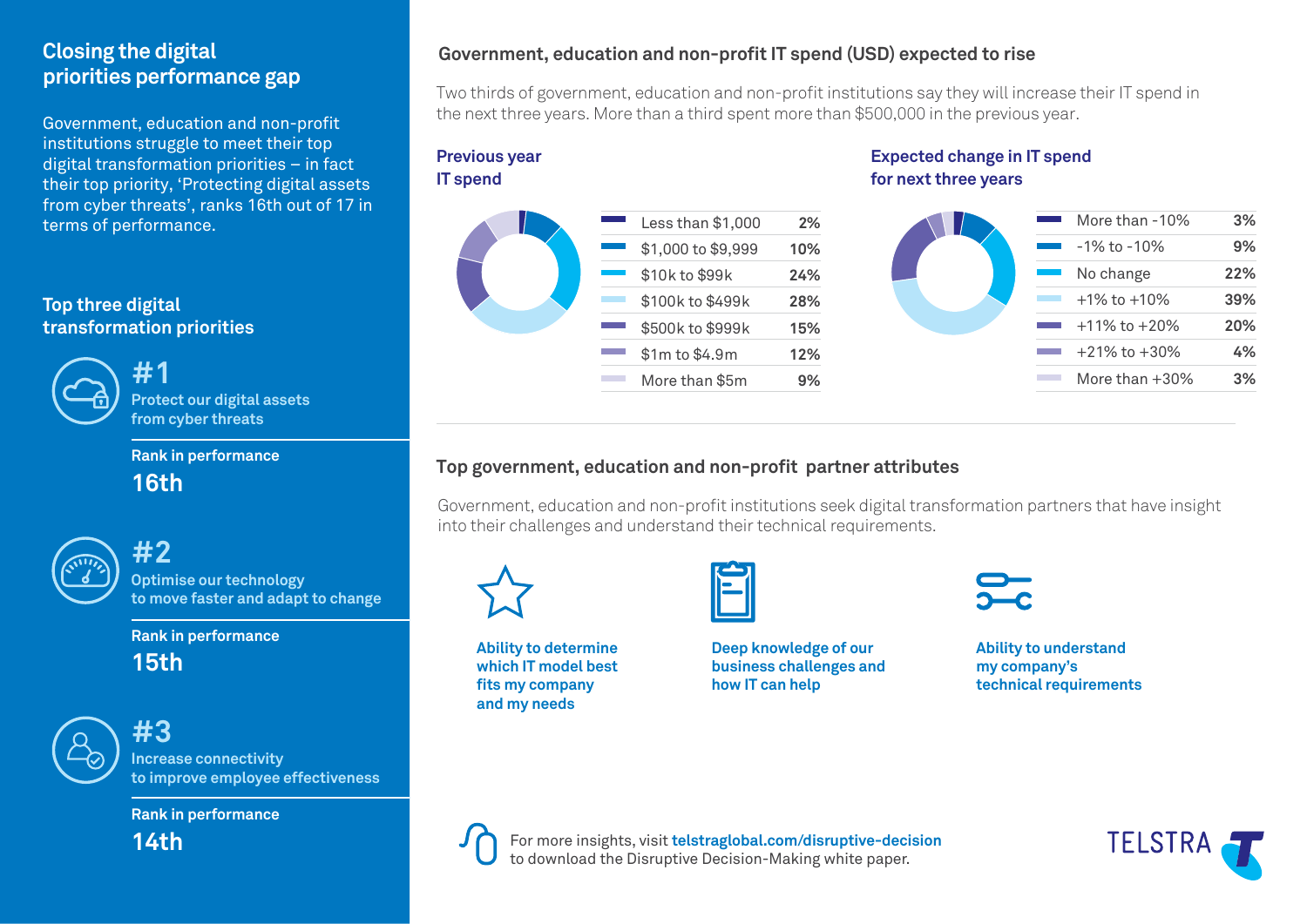## Closing the digital priorities performance gap

Government, education and non-profit institutions struggle to meet their top digital transformation priorities – in fact their top priority, 'Protecting digital assets from cyber threats', ranks 16th out of 17 in terms of performance.

### Top three digital transformation priorities

**#1**
**Protect our digital assets from cyber threats**

**Rank in performance**
**16th**

**#2**
**Optimise our technology to move faster and adapt to change**

**Rank in performance**
**15th**

**#3**
**Increase connectivity to improve employee effectiveness**

**Rank in performance**
**14th**

## Government, education and non-profit IT spend (USD) expected to rise

Two thirds of government, education and non-profit institutions say they will increase their IT spend in the next three years. More than a third spent more than $500,000 in the previous year.

### Previous year IT spend

Less than $1,000 2%
$1,000 to $9,999 10%
$10k to $99k 24%
$100k to $499k 28%
$500k to $999k 15%
$1m to $4.9m 12%
More than $5m 9%

### Expected change in IT spend for next three years

More than -10% 3%
-1% to -10% 9%
No change 22%
+1% to +10% 39%
+11% to +20% 20%
+21% to +30% 4%
More than +30% 3%

## Top government, education and non-profit partner attributes

Government, education and non-profit institutions seek digital transformation partners that have insight into their challenges and understand their technical requirements.

**Ability to determine which IT model best fits my company and my needs**

**Deep knowledge of our business challenges and how IT can help**

**Ability to understand my company's technical requirements**

For more insights, visit **telstraglobal.com/disruptive-decision** to download the Disruptive Decision-Making white paper.

TELSTRA